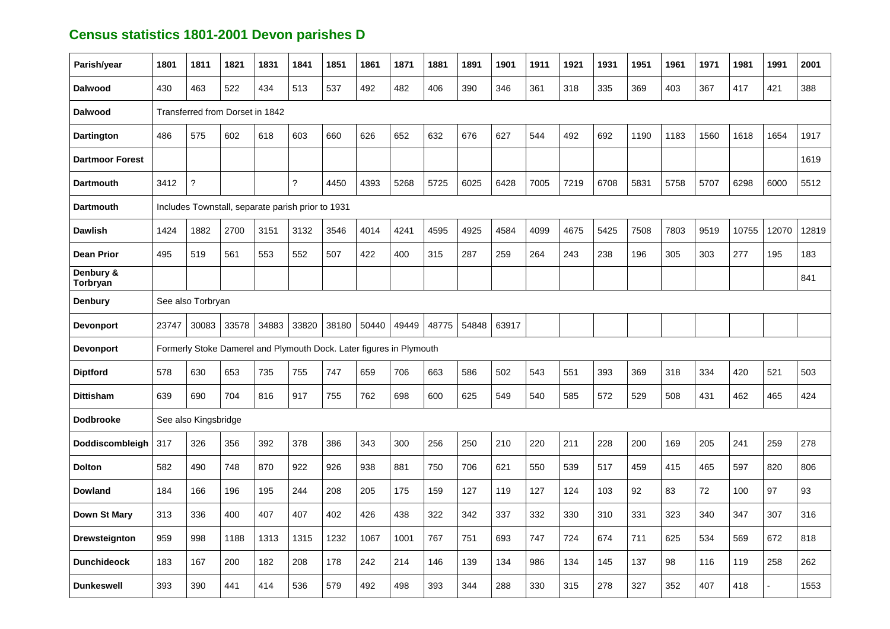# Census statistics 1801-2001 Devon parishes D

| Parish/year | 1801 | 1811 | 1821 | 1831 | 1841 | 1851 | 1861 | 1871 | 1881 | 1891 | 1901 | 1911 | 1921 | 1931 | 1951 | 1961 | 1971 | 1981 | 1991 | 2001 |
|---|---|---|---|---|---|---|---|---|---|---|---|---|---|---|---|---|---|---|---|---|
| **Dalwood** | 430 | 463 | 522 | 434 | 513 | 537 | 492 | 482 | 406 | 390 | 346 | 361 | 318 | 335 | 369 | 403 | 367 | 417 | 421 | 388 |
| **Dalwood** | Transferred from Dorset in 1842 | | | | | | | | | | | | | | | | | | | |
| **Dartington** | 486 | 575 | 602 | 618 | 603 | 660 | 626 | 652 | 632 | 676 | 627 | 544 | 492 | 692 | 1190 | 1183 | 1560 | 1618 | 1654 | 1917 |
| **Dartmoor Forest** | | | | | | | | | | | | | | | | | | | | 1619 |
| **Dartmouth** | 3412 | ? | | | ? | 4450 | 4393 | 5268 | 5725 | 6025 | 6428 | 7005 | 7219 | 6708 | 5831 | 5758 | 5707 | 6298 | 6000 | 5512 |
| **Dartmouth** | Includes Townstall, separate parish prior to 1931 | | | | | | | | | | | | | | | | | | | |
| **Dawlish** | 1424 | 1882 | 2700 | 3151 | 3132 | 3546 | 4014 | 4241 | 4595 | 4925 | 4584 | 4099 | 4675 | 5425 | 7508 | 7803 | 9519 | 10755 | 12070 | 12819 |
| **Dean Prior** | 495 | 519 | 561 | 553 | 552 | 507 | 422 | 400 | 315 | 287 | 259 | 264 | 243 | 238 | 196 | 305 | 303 | 277 | 195 | 183 |
| **Denbury & Torbryan** | | | | | | | | | | | | | | | | | | | | 841 |
| **Denbury** | See also Torbryan | | | | | | | | | | | | | | | | | | | |
| **Devonport** | 23747 | 30083 | 33578 | 34883 | 33820 | 38180 | 50440 | 49449 | 48775 | 54848 | 63917 | | | | | | | | | |
| **Devonport** | Formerly Stoke Damerel and Plymouth Dock. Later figures in Plymouth | | | | | | | | | | | | | | | | | | | |
| **Diptford** | 578 | 630 | 653 | 735 | 755 | 747 | 659 | 706 | 663 | 586 | 502 | 543 | 551 | 393 | 369 | 318 | 334 | 420 | 521 | 503 |
| **Dittisham** | 639 | 690 | 704 | 816 | 917 | 755 | 762 | 698 | 600 | 625 | 549 | 540 | 585 | 572 | 529 | 508 | 431 | 462 | 465 | 424 |
| **Dodbrooke** | See also Kingsbridge | | | | | | | | | | | | | | | | | | | |
| **Doddiscombleigh** | 317 | 326 | 356 | 392 | 378 | 386 | 343 | 300 | 256 | 250 | 210 | 220 | 211 | 228 | 200 | 169 | 205 | 241 | 259 | 278 |
| **Dolton** | 582 | 490 | 748 | 870 | 922 | 926 | 938 | 881 | 750 | 706 | 621 | 550 | 539 | 517 | 459 | 415 | 465 | 597 | 820 | 806 |
| **Dowland** | 184 | 166 | 196 | 195 | 244 | 208 | 205 | 175 | 159 | 127 | 119 | 127 | 124 | 103 | 92 | 83 | 72 | 100 | 97 | 93 |
| **Down St Mary** | 313 | 336 | 400 | 407 | 407 | 402 | 426 | 438 | 322 | 342 | 337 | 332 | 330 | 310 | 331 | 323 | 340 | 347 | 307 | 316 |
| **Drewsteignton** | 959 | 998 | 1188 | 1313 | 1315 | 1232 | 1067 | 1001 | 767 | 751 | 693 | 747 | 724 | 674 | 711 | 625 | 534 | 569 | 672 | 818 |
| **Dunchideock** | 183 | 167 | 200 | 182 | 208 | 178 | 242 | 214 | 146 | 139 | 134 | 986 | 134 | 145 | 137 | 98 | 116 | 119 | 258 | 262 |
| **Dunkeswell** | 393 | 390 | 441 | 414 | 536 | 579 | 492 | 498 | 393 | 344 | 288 | 330 | 315 | 278 | 327 | 352 | 407 | 418 | - | 1553 |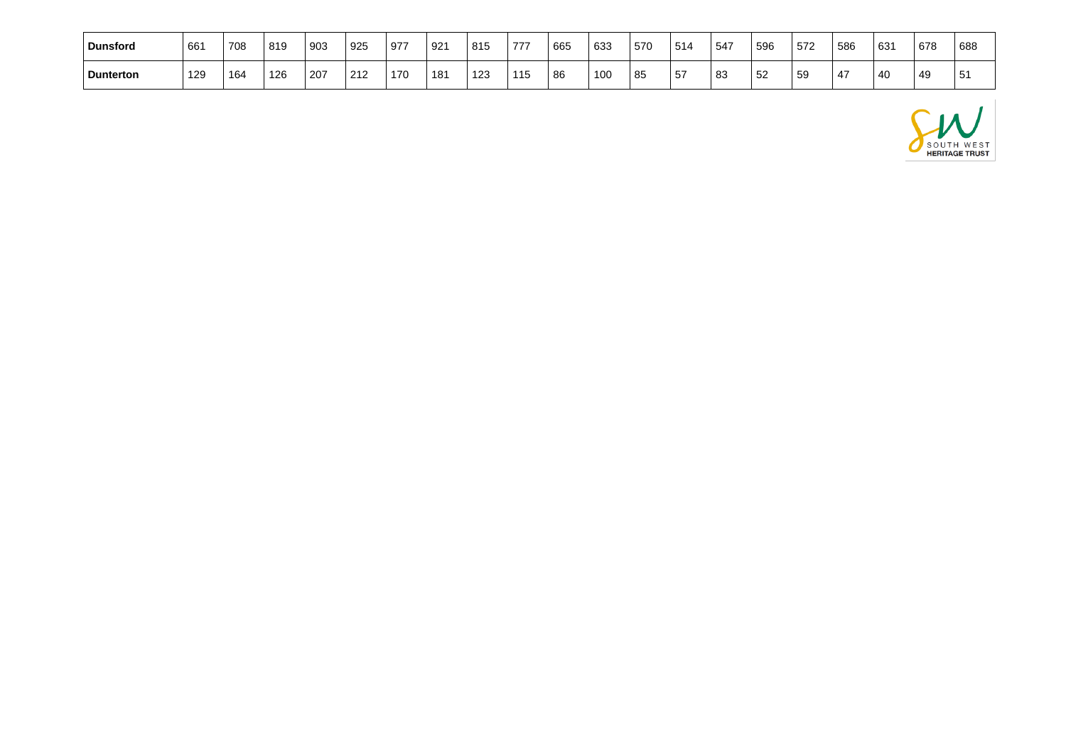| | | | | | | | | | | | | | | | | | | | | |
|---|---|---|---|---|---|---|---|---|---|---|---|---|---|---|---|---|---|---|---|---|
| **Dunsford** | 661 | 708 | 819 | 903 | 925 | 977 | 921 | 815 | 777 | 665 | 633 | 570 | 514 | 547 | 596 | 572 | 586 | 631 | 678 | 688 |
| **Dunterton** | 129 | 164 | 126 | 207 | 212 | 170 | 181 | 123 | 115 | 86 | 100 | 85 | 57 | 83 | 52 | 59 | 47 | 40 | 49 | 51 |

SOUTH WEST HERITAGE TRUST